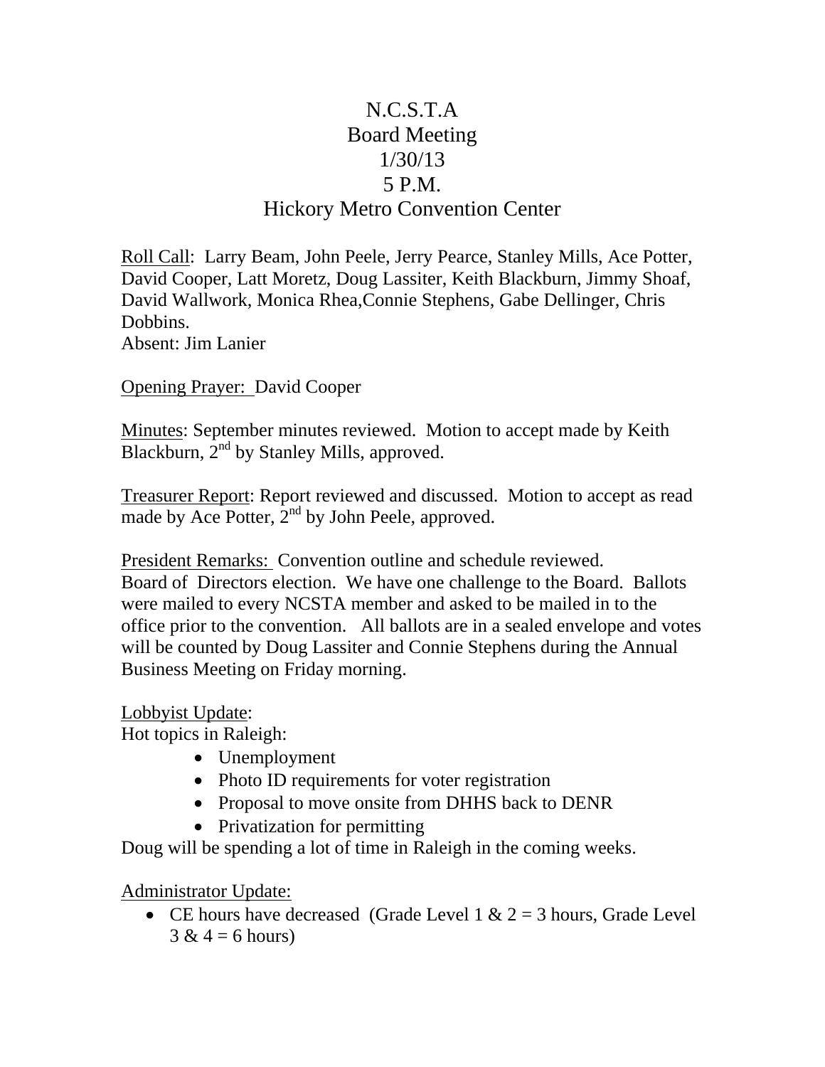# N.C.S.T.A
## Board Meeting
## 1/30/13
## 5 P.M.
## Hickory Metro Convention Center

Roll Call: Larry Beam, John Peele, Jerry Pearce, Stanley Mills, Ace Potter, David Cooper, Latt Moretz, Doug Lassiter, Keith Blackburn, Jimmy Shoaf, David Wallwork, Monica Rhea,Connie Stephens, Gabe Dellinger, Chris Dobbins.
Absent: Jim Lanier

Opening Prayer: David Cooper

Minutes: September minutes reviewed. Motion to accept made by Keith Blackburn, 2nd by Stanley Mills, approved.

Treasurer Report: Report reviewed and discussed. Motion to accept as read made by Ace Potter, 2nd by John Peele, approved.

President Remarks: Convention outline and schedule reviewed.
Board of Directors election. We have one challenge to the Board. Ballots were mailed to every NCSTA member and asked to be mailed in to the office prior to the convention. All ballots are in a sealed envelope and votes will be counted by Doug Lassiter and Connie Stephens during the Annual Business Meeting on Friday morning.

Lobbyist Update:
Hot topics in Raleigh:

- Unemployment
- Photo ID requirements for voter registration
- Proposal to move onsite from DHHS back to DENR
- Privatization for permitting

Doug will be spending a lot of time in Raleigh in the coming weeks.

Administrator Update:

- CE hours have decreased (Grade Level 1 & 2 = 3 hours, Grade Level 3 & 4 = 6 hours)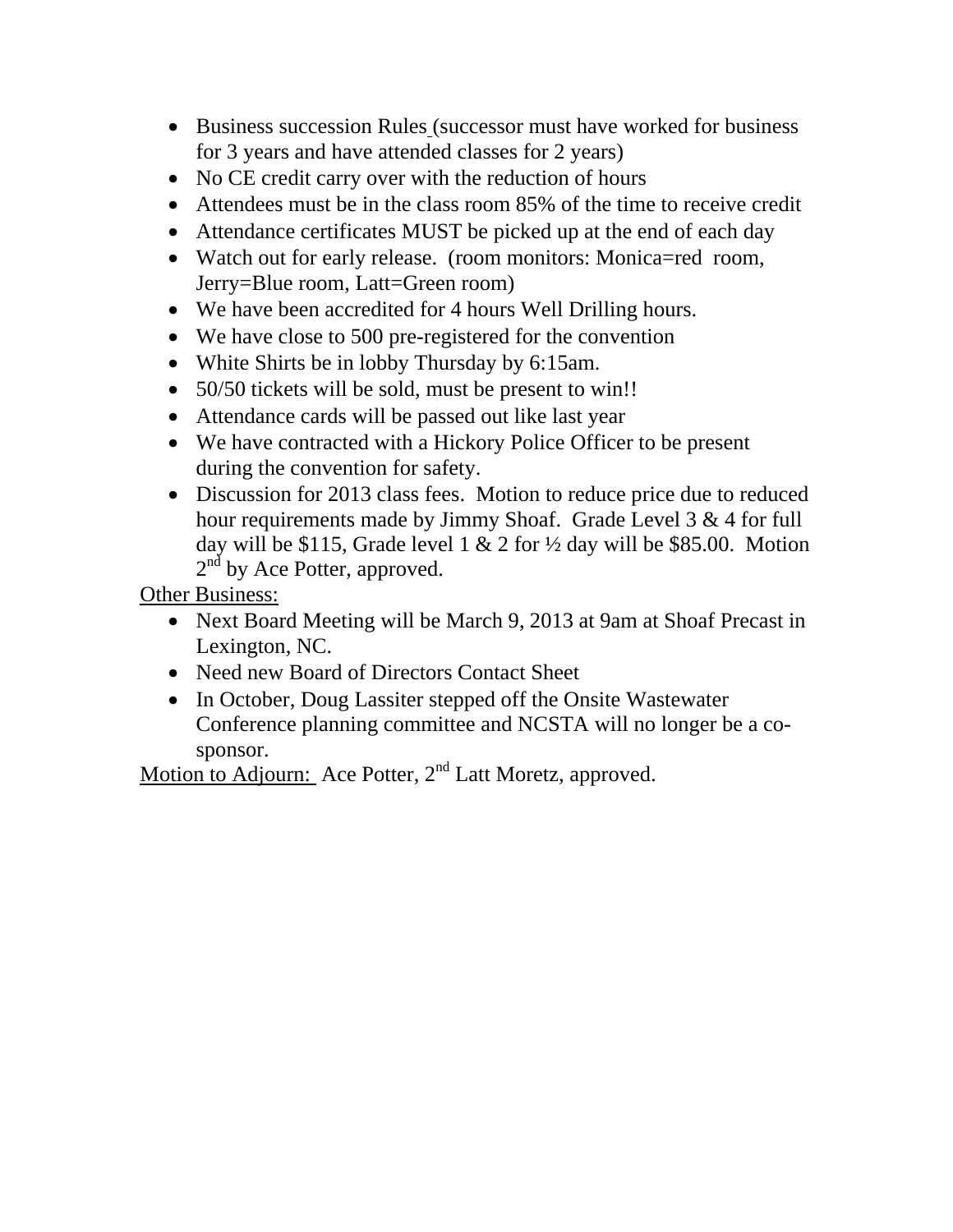- Business succession Rules (successor must have worked for business for 3 years and have attended classes for 2 years)
- No CE credit carry over with the reduction of hours
- Attendees must be in the class room 85% of the time to receive credit
- Attendance certificates MUST be picked up at the end of each day
- Watch out for early release. (room monitors: Monica=red room, Jerry=Blue room, Latt=Green room)
- We have been accredited for 4 hours Well Drilling hours.
- We have close to 500 pre-registered for the convention
- White Shirts be in lobby Thursday by 6:15am.
- 50/50 tickets will be sold, must be present to win!!
- Attendance cards will be passed out like last year
- We have contracted with a Hickory Police Officer to be present during the convention for safety.
- Discussion for 2013 class fees. Motion to reduce price due to reduced hour requirements made by Jimmy Shoaf. Grade Level 3 & 4 for full day will be $115, Grade level 1 & 2 for ½ day will be $85.00. Motion 2nd by Ace Potter, approved.

<u>Other Business:</u>

- Next Board Meeting will be March 9, 2013 at 9am at Shoaf Precast in Lexington, NC.
- Need new Board of Directors Contact Sheet
- In October, Doug Lassiter stepped off the Onsite Wastewater Conference planning committee and NCSTA will no longer be a co-sponsor.

<u>Motion to Adjourn:</u> Ace Potter, 2nd Latt Moretz, approved.